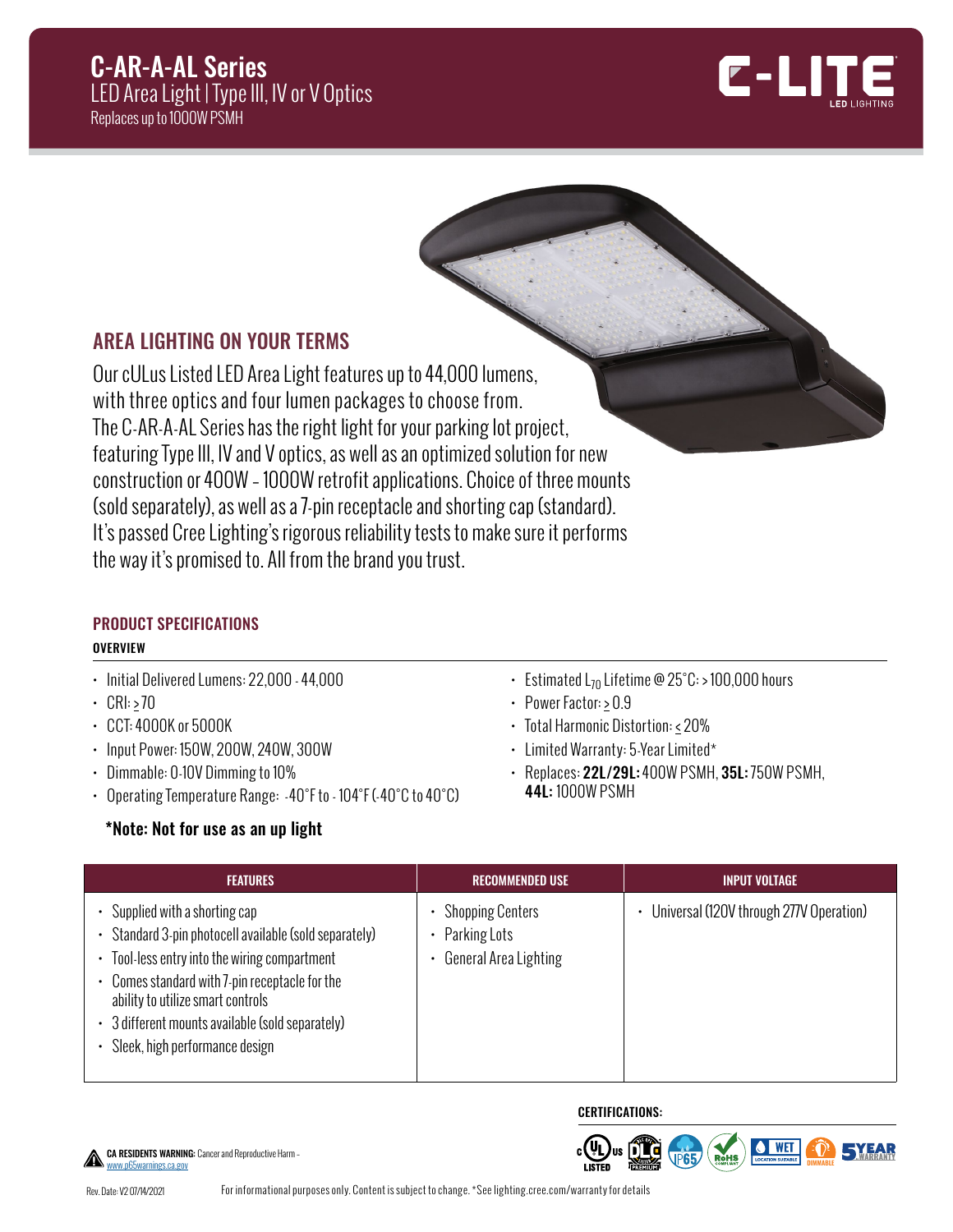# C-AR-A-AL Series

LED Area Light | Type III, IV or V Optics

Replaces up to 1000W PSMH

## AREA LIGHTING ON YOUR TERMS

Our cULus Listed LED Area Light features up to 44,000 lumens, with three optics and four lumen packages to choose from. The C-AR-A-AL Series has the right light for your parking lot project, featuring Type III, IV and V optics, as well as an optimized solution for new construction or 400W - 1000W retrofit applications. Choice of three mounts (sold separately), as well as a 7-pin receptacle and shorting cap (standard). It's passed Cree Lighting's rigorous reliability tests to make sure it performs the way it's promised to. All from the brand you trust.

## PRODUCT SPECIFICATIONS

### OVERVIEW

- Initial Delivered Lumens: 22,000 - 44,000
- CRI: ≥ 70
- CCT: 4000K or 5000K
- Input Power: 150W, 200W, 240W, 300W
- Dimmable: 0-10V Dimming to 10%
- Operating Temperature Range: -40°F to - 104°F (-40°C to 40°C)
- Estimated $L_{70}$ Lifetime @ 25°C: > 100,000 hours
- Power Factor: ≥ 0.9
- Total Harmonic Distortion: ≤ 20%
- Limited Warranty: 5-Year Limited*
- Replaces: **22L/29L:** 400W PSMH, **35L:** 750W PSMH, **44L:** 1000W PSMH

**\*Note: Not for use as an up light**

| FEATURES | RECOMMENDED USE | INPUT VOLTAGE |
|---|---|---|
| • Supplied with a shorting cap<br>• Standard 3-pin photocell available (sold separately)<br>• Tool-less entry into the wiring compartment<br>• Comes standard with 7-pin receptacle for the ability to utilize smart controls<br>• 3 different mounts available (sold separately)<br>• Sleek, high performance design | • Shopping Centers<br>• Parking Lots<br>• General Area Lighting | • Universal (120V through 277V Operation) |

**CERTIFICATIONS:**

**CA RESIDENTS WARNING:** Cancer and Reproductive Harm - www.p65warnings.ca.gov

Rev. Date: V2 07/14/2021

For informational purposes only. Content is subject to change. *See lighting.cree.com/warranty for details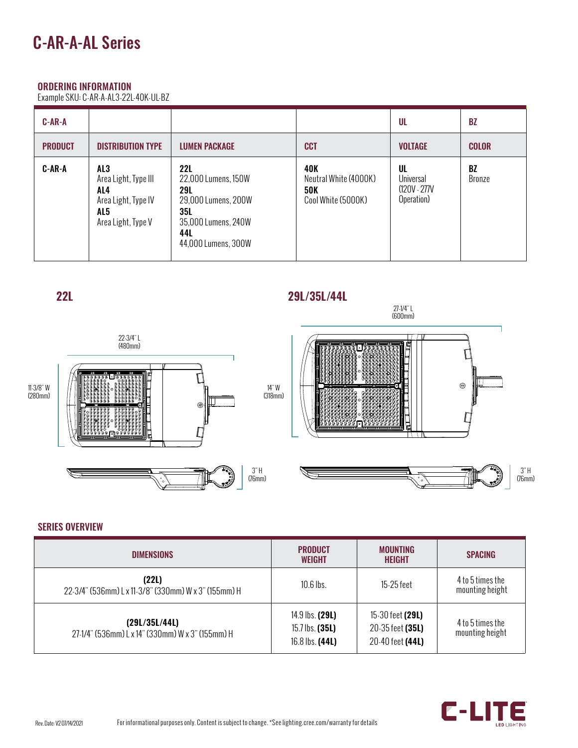# C-AR-A-AL Series

## ORDERING INFORMATION

Example SKU: C-AR-A-AL3-22L-40K-UL-BZ

| C-AR-A | | | | UL | BZ |
|---|---|---|---|---|---|
| **PRODUCT** | **DISTRIBUTION TYPE** | **LUMEN PACKAGE** | **CCT** | **VOLTAGE** | **COLOR** |
| **C-AR-A** | **AL3** Area Light, Type III **AL4** Area Light, Type IV **AL5** Area Light, Type V | **22L** 22,000 Lumens, 150W **29L** 29,000 Lumens, 200W **35L** 35,000 Lumens, 240W **44L** 44,000 Lumens, 300W | **40K** Neutral White (4000K) **50K** Cool White (5000K) | **UL** Universal (120V - 277V Operation) | **BZ** Bronze |

### 22L

22-3/4" L (480mm)

11-3/8" W (280mm)

3" H (76mm)

### 29L/35L/44L

27-1/4" L (600mm)

14" W (318mm)

3" H (76mm)

## SERIES OVERVIEW

| DIMENSIONS | PRODUCT WEIGHT | MOUNTING HEIGHT | SPACING |
|---|---|---|---|
| **(22L)** 22-3/4" (536mm) L x 11-3/8" (330mm) W x 3" (155mm) H | 10.6 lbs. | 15-25 feet | 4 to 5 times the mounting height |
| **(29L/35L/44L)** 27-1/4" (536mm) L x 14" (330mm) W x 3" (155mm) H | 14.9 lbs. **(29L)** 15.7 lbs. **(35L)** 16.8 lbs. **(44L)** | 15-30 feet **(29L)** 20-35 feet **(35L)** 20-40 feet **(44L)** | 4 to 5 times the mounting height |

Rev. Date: V2 07/14/2021

For informational purposes only. Content is subject to change. *See lighting.cree.com/warranty for details

C-LITE LED LIGHTING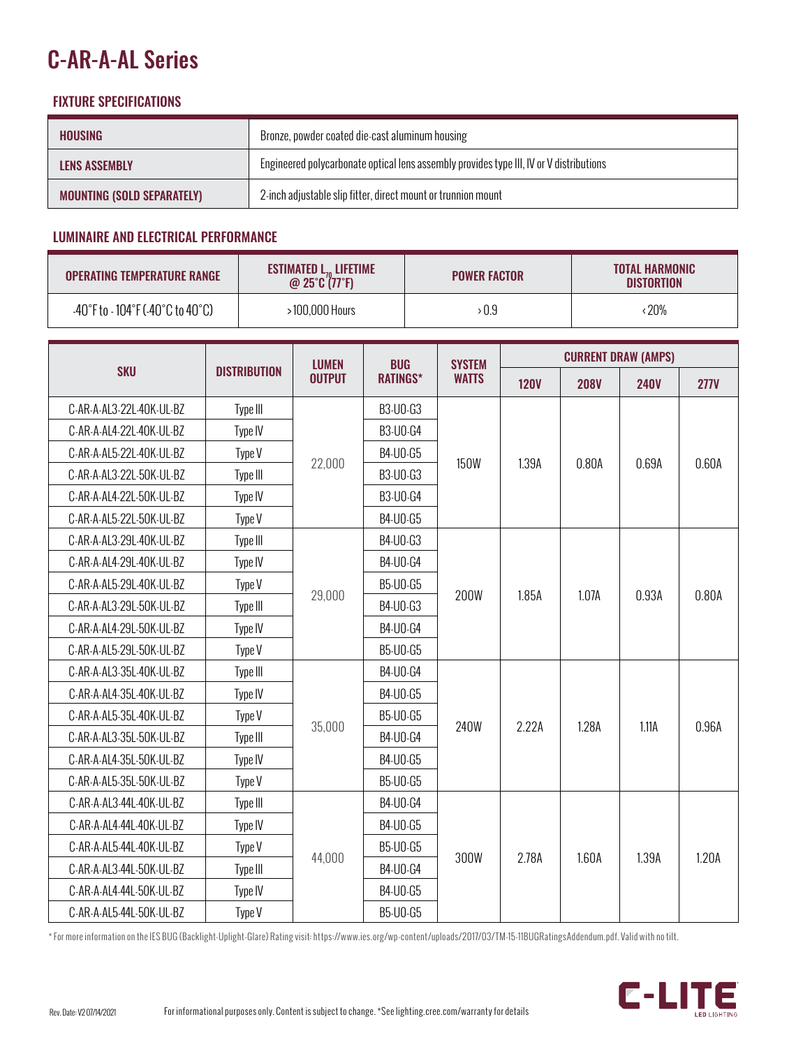# C-AR-A-AL Series

## FIXTURE SPECIFICATIONS

| | |
|---|---|
| **HOUSING** | Bronze, powder coated die-cast aluminum housing |
| **LENS ASSEMBLY** | Engineered polycarbonate optical lens assembly provides type III, IV or V distributions |
| **MOUNTING (SOLD SEPARATELY)** | 2-inch adjustable slip fitter, direct mount or trunnion mount |

## LUMINAIRE AND ELECTRICAL PERFORMANCE

| OPERATING TEMPERATURE RANGE | ESTIMATED $L_{70}$ LIFETIME @ 25°C (77°F) | POWER FACTOR | TOTAL HARMONIC DISTORTION |
|---|---|---|---|
| -40°F to - 104°F (-40°C to 40°C) | >100,000 Hours | >0.9 | <20% |

| SKU | DISTRIBUTION | LUMEN OUTPUT | BUG RATINGS* | SYSTEM WATTS | CURRENT DRAW (AMPS) | | | |
|---|---|---|---|---|---|---|---|---|
| | | | | | 120V | 208V | 240V | 277V |
| C-AR-A-AL3-22L-40K-UL-BZ | Type III | 22,000 | B3-U0-G3 | 150W | 1.39A | 0.80A | 0.69A | 0.60A |
| C-AR-A-AL4-22L-40K-UL-BZ | Type IV | | B3-U0-G4 | | | | | |
| C-AR-A-AL5-22L-40K-UL-BZ | Type V | | B4-U0-G5 | | | | | |
| C-AR-A-AL3-22L-50K-UL-BZ | Type III | | B3-U0-G3 | | | | | |
| C-AR-A-AL4-22L-50K-UL-BZ | Type IV | | B3-U0-G4 | | | | | |
| C-AR-A-AL5-22L-50K-UL-BZ | Type V | | B4-U0-G5 | | | | | |
| C-AR-A-AL3-29L-40K-UL-BZ | Type III | 29,000 | B4-U0-G3 | 200W | 1.85A | 1.07A | 0.93A | 0.80A |
| C-AR-A-AL4-29L-40K-UL-BZ | Type IV | | B4-U0-G4 | | | | | |
| C-AR-A-AL5-29L-40K-UL-BZ | Type V | | B5-U0-G5 | | | | | |
| C-AR-A-AL3-29L-50K-UL-BZ | Type III | | B4-U0-G3 | | | | | |
| C-AR-A-AL4-29L-50K-UL-BZ | Type IV | | B4-U0-G4 | | | | | |
| C-AR-A-AL5-29L-50K-UL-BZ | Type V | | B5-U0-G5 | | | | | |
| C-AR-A-AL3-35L-40K-UL-BZ | Type III | 35,000 | B4-U0-G4 | 240W | 2.22A | 1.28A | 1.11A | 0.96A |
| C-AR-A-AL4-35L-40K-UL-BZ | Type IV | | B4-U0-G5 | | | | | |
| C-AR-A-AL5-35L-40K-UL-BZ | Type V | | B5-U0-G5 | | | | | |
| C-AR-A-AL3-35L-50K-UL-BZ | Type III | | B4-U0-G4 | | | | | |
| C-AR-A-AL4-35L-50K-UL-BZ | Type IV | | B4-U0-G5 | | | | | |
| C-AR-A-AL5-35L-50K-UL-BZ | Type V | | B5-U0-G5 | | | | | |
| C-AR-A-AL3-44L-40K-UL-BZ | Type III | 44,000 | B4-U0-G4 | 300W | 2.78A | 1.60A | 1.39A | 1.20A |
| C-AR-A-AL4-44L-40K-UL-BZ | Type IV | | B4-U0-G5 | | | | | |
| C-AR-A-AL5-44L-40K-UL-BZ | Type V | | B5-U0-G5 | | | | | |
| C-AR-A-AL3-44L-50K-UL-BZ | Type III | | B4-U0-G4 | | | | | |
| C-AR-A-AL4-44L-50K-UL-BZ | Type IV | | B4-U0-G5 | | | | | |
| C-AR-A-AL5-44L-50K-UL-BZ | Type V | | B5-U0-G5 | | | | | |

* For more information on the IES BUG (Backlight-Uplight-Glare) Rating visit: https://www.ies.org/wp-content/uploads/2017/03/TM-15-11BUGRatingsAddendum.pdf. Valid with no tilt.

Rev. Date: V2 07/14/2021

For informational purposes only. Content is subject to change. *See lighting.cree.com/warranty for details

C-LITE LED LIGHTING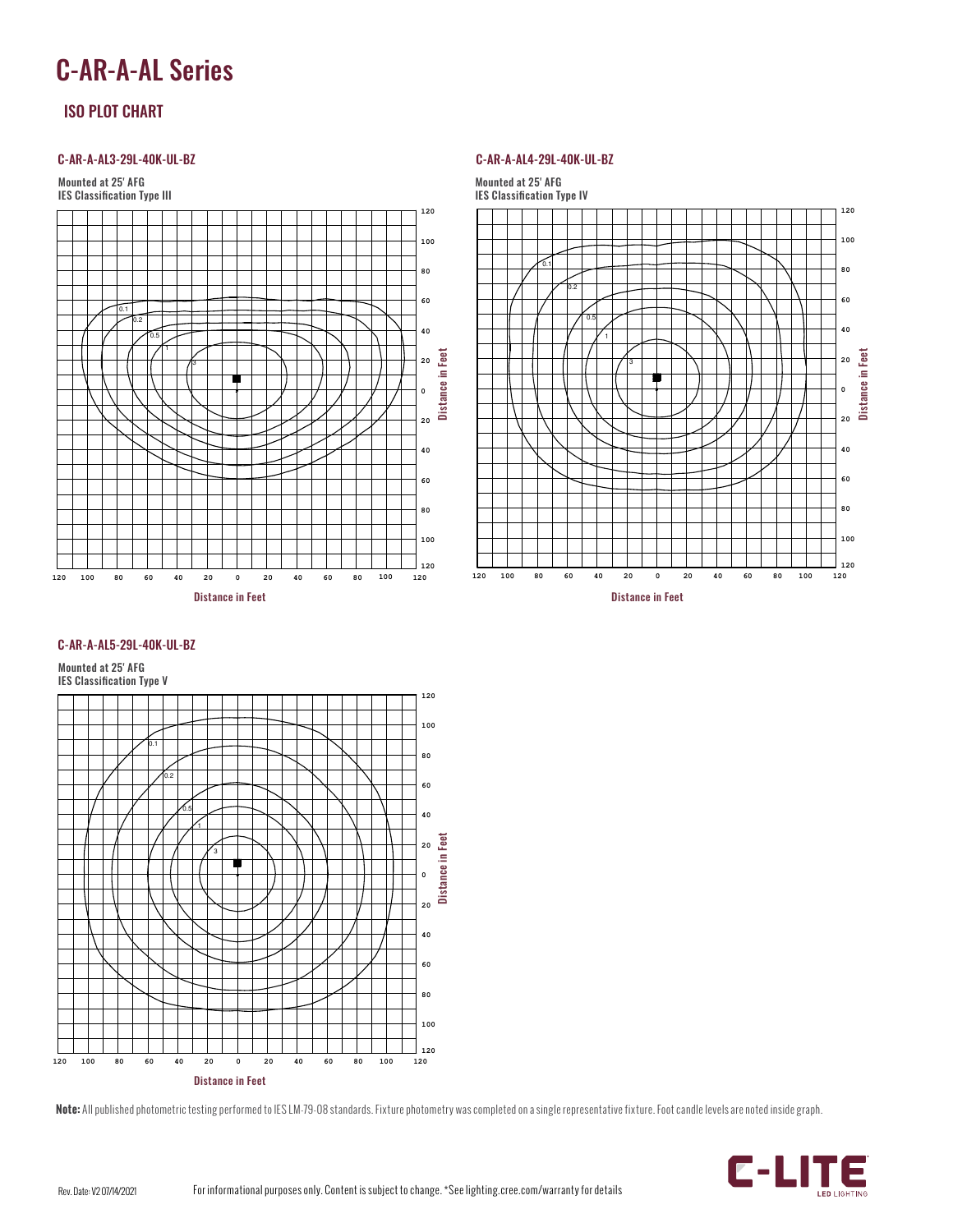# C-AR-A-AL Series

## ISO PLOT CHART

### C-AR-A-AL3-29L-40K-UL-BZ

Mounted at 25' AFG
IES Classification Type III

### C-AR-A-AL4-29L-40K-UL-BZ

Mounted at 25' AFG
IES Classification Type IV

### C-AR-A-AL5-29L-40K-UL-BZ

Mounted at 25' AFG
IES Classification Type V

**Note:** All published photometric testing performed to IES LM-79-08 standards. Fixture photometry was completed on a single representative fixture. Foot candle levels are noted inside graph.

Rev. Date: V2 07/14/2021

For informational purposes only. Content is subject to change. *See lighting.cree.com/warranty for details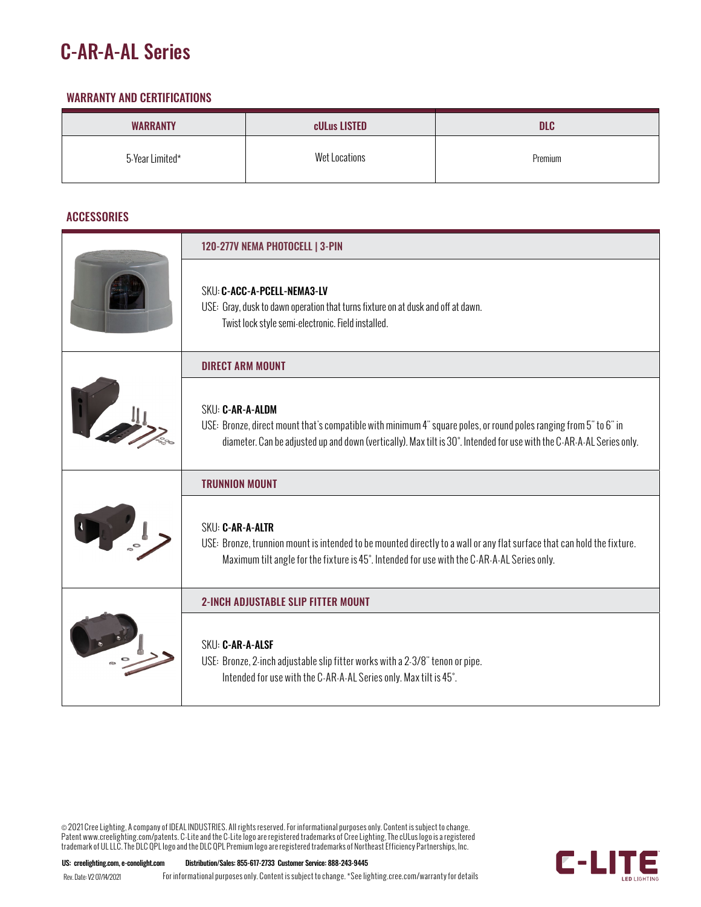# C-AR-A-AL Series

## WARRANTY AND CERTIFICATIONS

| WARRANTY | cULus LISTED | DLC |
| --- | --- | --- |
| 5-Year Limited* | Wet Locations | Premium |

## ACCESSORIES

| | |
| --- | --- |
| | **120-277V NEMA PHOTOCELL \| 3-PIN** |
| | SKU: **C-ACC-A-PCELL-NEMA3-LV**<br>USE: Gray, dusk to dawn operation that turns fixture on at dusk and off at dawn. Twist lock style semi-electronic. Field installed. |
| | **DIRECT ARM MOUNT** |
| | SKU: **C-AR-A-ALDM**<br>USE: Bronze, direct mount that's compatible with minimum 4" square poles, or round poles ranging from 5" to 6" in diameter. Can be adjusted up and down (vertically). Max tilt is 30°. Intended for use with the C-AR-A-AL Series only. |
| | **TRUNNION MOUNT** |
| | SKU: **C-AR-A-ALTR**<br>USE: Bronze, trunnion mount is intended to be mounted directly to a wall or any flat surface that can hold the fixture. Maximum tilt angle for the fixture is 45°. Intended for use with the C-AR-A-AL Series only. |
| | **2-INCH ADJUSTABLE SLIP FITTER MOUNT** |
| | SKU: **C-AR-A-ALSF**<br>USE: Bronze, 2-inch adjustable slip fitter works with a 2-3/8" tenon or pipe. Intended for use with the C-AR-A-AL Series only. Max tilt is 45°. |

© 2021 Cree Lighting, A company of IDEAL INDUSTRIES. All rights reserved. For informational purposes only. Content is subject to change. Patent www.creelighting.com/patents. C-Lite and the C-Lite logo are registered trademarks of Cree Lighting. The cULus logo is a registered trademark of UL LLC. The DLC QPL logo and the DLC QPL Premium logo are registered trademarks of Northeast Efficiency Partnerships, Inc.

**US: creelighting.com, e-conolight.com** **Distribution/Sales: 855-617-2733 Customer Service: 888-243-9445**

Rev. Date: V2 07/14/2021

For informational purposes only. Content is subject to change. *See lighting.cree.com/warranty for details

C-LITE LED LIGHTING